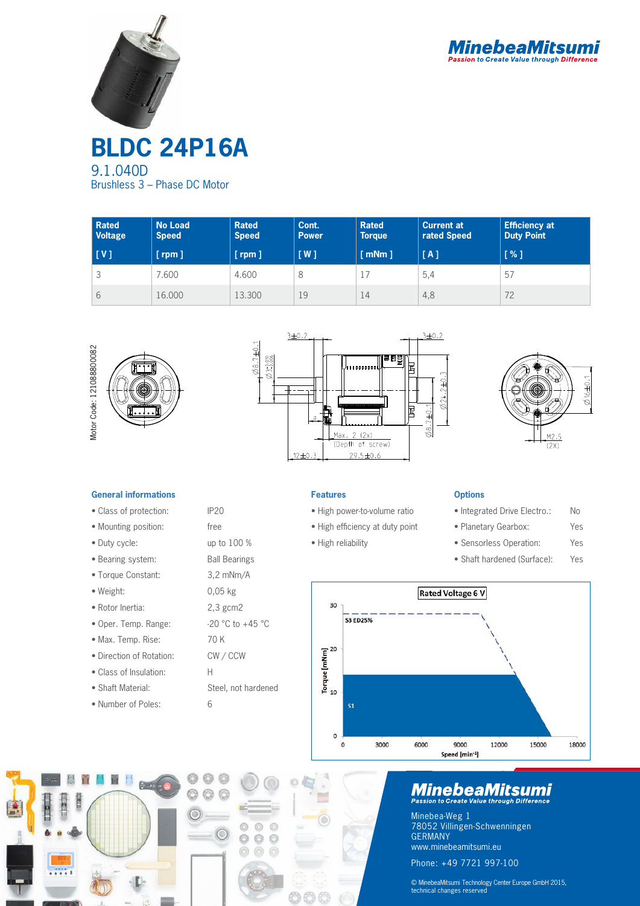# BLDC 24P16A

9.1.040D

Brushless 3 – Phase DC Motor

| Rated Voltage [ V ] | No Load Speed [ rpm ] | Rated Speed [ rpm ] | Cont. Power [ W ] | Rated Torque [ mNm ] | Current at rated Speed [ A ] | Efficiency at Duty Point [ % ] |
|---|---|---|---|---|---|---|
| 3 | 7.600 | 4.600 | 8 | 17 | 5,4 | 57 |
| 6 | 16.000 | 13.300 | 19 | 14 | 4,8 | 72 |

Motor Code: 121088800082

### General informations

- Class of protection: IP20
- Mounting position: free
- Duty cycle: up to 100 %
- Bearing system: Ball Bearings
- Torque Constant: 3,2 mNm/A
- Weight: 0,05 kg
- Rotor Inertia: 2,3 gcm2
- Oper. Temp. Range: -20 °C to +45 °C
- Max. Temp. Rise: 70 K
- Direction of Rotation: CW / CCW
- Class of Insulation: H
- Shaft Material: Steel, not hardened
- Number of Poles: 6

### Features

- High power-to-volume ratio
- High efficiency at duty point
- High reliability

### Options

- Integrated Drive Electro.: No
- Planetary Gearbox: Yes
- Sensorless Operation: Yes
- Shaft hardened (Surface): Yes

**MinebeaMitsumi**
*Passion to Create Value through Difference*

Minebea-Weg 1
78052 Villingen-Schwenningen
GERMANY
www.minebeamitsumi.eu

Phone: +49 7721 997-100

© MinebeaMitsumi Technology Center Europe GmbH 2015, technical changes reserved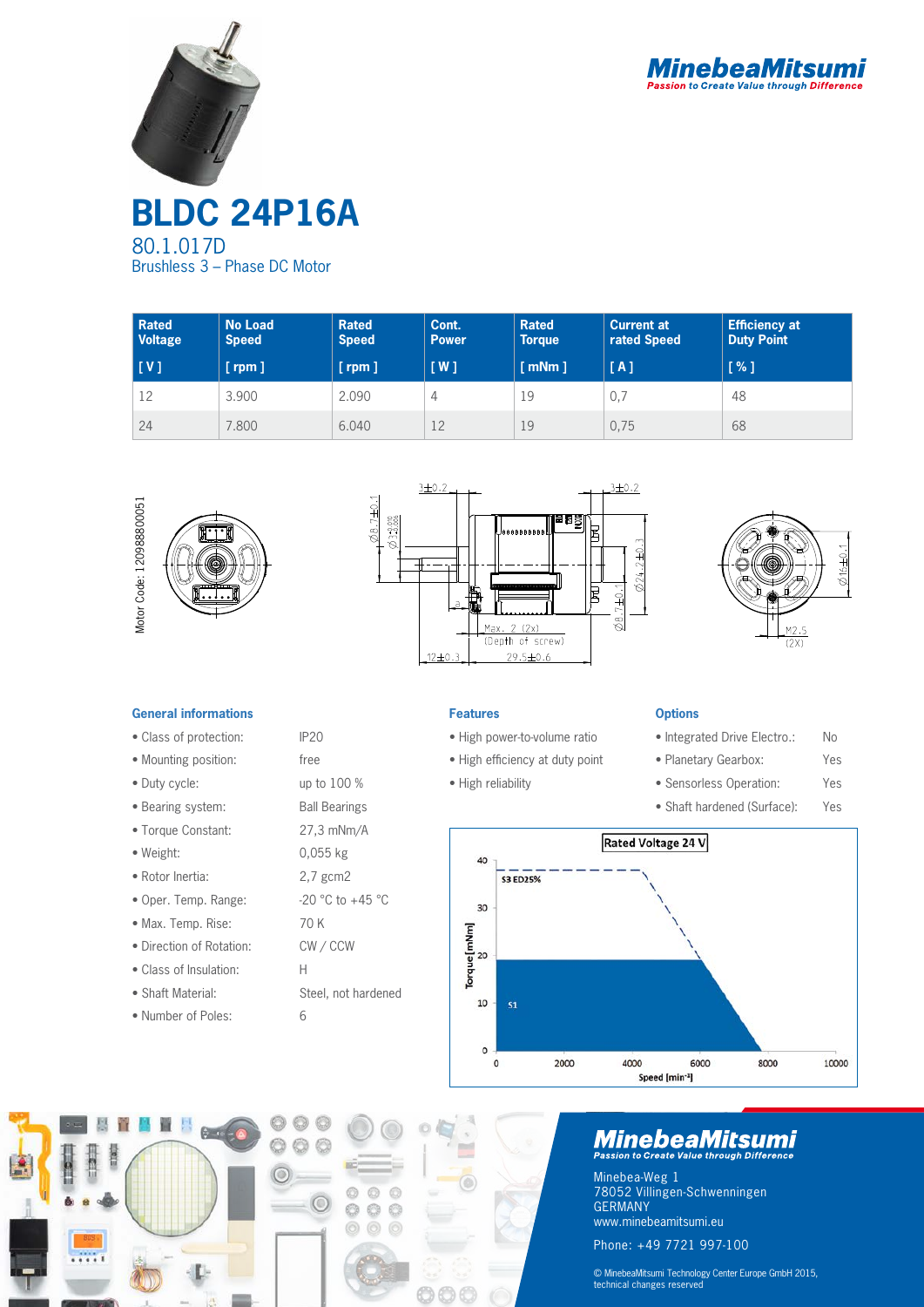# BLDC 24P16A

80.1.017D

Brushless 3 – Phase DC Motor

| Rated Voltage [ V ] | No Load Speed [ rpm ] | Rated Speed [ rpm ] | Cont. Power [ W ] | Rated Torque [ mNm ] | Current at rated Speed [ A ] | Efficiency at Duty Point [ % ] |
|---|---|---|---|---|---|---|
| 12 | 3.900 | 2.090 | 4 | 19 | 0,7 | 48 |
| 24 | 7.800 | 6.040 | 12 | 19 | 0,75 | 68 |

Motor Code: 120988800051

## General informations

- Class of protection: IP20
- Mounting position: free
- Duty cycle: up to 100 %
- Bearing system: Ball Bearings
- Torque Constant: 27,3 mNm/A
- Weight: 0,055 kg
- Rotor Inertia: 2,7 gcm2
- Oper. Temp. Range: -20 °C to +45 °C
- Max. Temp. Rise: 70 K
- Direction of Rotation: CW / CCW
- Class of Insulation: H
- Shaft Material: Steel, not hardened
- Number of Poles: 6

## Features

- High power-to-volume ratio
- High efficiency at duty point
- High reliability

## Options

- Integrated Drive Electro.: No
- Planetary Gearbox: Yes
- Sensorless Operation: Yes
- Shaft hardened (Surface): Yes

MinebeaMitsumi
Passion to Create Value through Difference

Minebea-Weg 1
78052 Villingen-Schwenningen
GERMANY
www.minebeamitsumi.eu

Phone: +49 7721 997-100

© MinebeaMitsumi Technology Center Europe GmbH 2015, technical changes reserved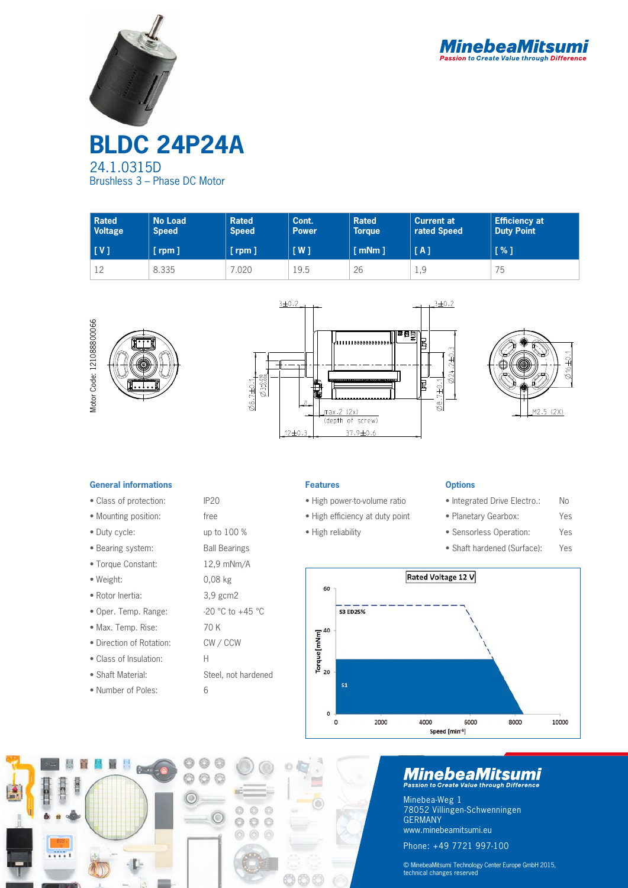# BLDC 24P24A

24.1.0315D

Brushless 3 – Phase DC Motor

| Rated Voltage [ V ] | No Load Speed [ rpm ] | Rated Speed [ rpm ] | Cont. Power [ W ] | Rated Torque [ mNm ] | Current at rated Speed [ A ] | Efficiency at Duty Point [ % ] |
|---|---|---|---|---|---|---|
| 12 | 8.335 | 7.020 | 19.5 | 26 | 1,9 | 75 |

Motor Code: 121088800066

### General informations

| | |
|---|---|
| • Class of protection: | IP20 |
| • Mounting position: | free |
| • Duty cycle: | up to 100 % |
| • Bearing system: | Ball Bearings |
| • Torque Constant: | 12,9 mNm/A |
| • Weight: | 0,08 kg |
| • Rotor Inertia: | 3,9 gcm2 |
| • Oper. Temp. Range: | -20 °C to +45 °C |
| • Max. Temp. Rise: | 70 K |
| • Direction of Rotation: | CW / CCW |
| • Class of Insulation: | H |
| • Shaft Material: | Steel, not hardened |
| • Number of Poles: | 6 |

### Features

- High power-to-volume ratio
- High efficiency at duty point
- High reliability

### Options

| | |
|---|---|
| • Integrated Drive Electro.: | No |
| • Planetary Gearbox: | Yes |
| • Sensorless Operation: | Yes |
| • Shaft hardened (Surface): | Yes |

MinebeaMitsumi

Passion to Create Value through Difference

Minebea-Weg 1
78052 Villingen-Schwenningen
GERMANY
www.minebeamitsumi.eu

Phone: +49 7721 997-100

© MinebeaMitsumi Technology Center Europe GmbH 2015, technical changes reserved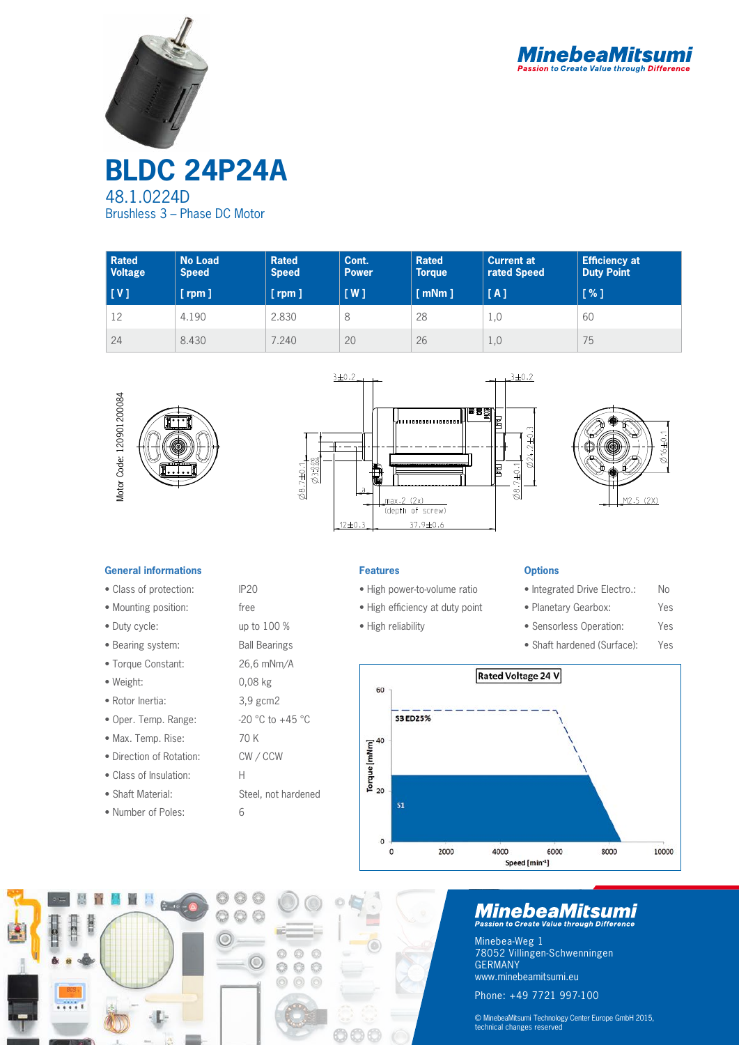MinebeaMitsumi
*Passion to Create Value through Difference*

# BLDC 24P24A

48.1.0224D

Brushless 3 – Phase DC Motor

| Rated Voltage [ V ] | No Load Speed [ rpm ] | Rated Speed [ rpm ] | Cont. Power [ W ] | Rated Torque [ mNm ] | Current at rated Speed [ A ] | Efficiency at Duty Point [ % ] |
|---|---|---|---|---|---|---|
| 12 | 4.190 | 2.830 | 8 | 28 | 1,0 | 60 |
| 24 | 8.430 | 7.240 | 20 | 26 | 1,0 | 75 |

Motor Code: 120901200084

### General informations

- Class of protection: IP20
- Mounting position: free
- Duty cycle: up to 100 %
- Bearing system: Ball Bearings
- Torque Constant: 26,6 mNm/A
- Weight: 0,08 kg
- Rotor Inertia: 3,9 gcm2
- Oper. Temp. Range: -20 °C to +45 °C
- Max. Temp. Rise: 70 K
- Direction of Rotation: CW / CCW
- Class of Insulation: H
- Shaft Material: Steel, not hardened
- Number of Poles: 6

### Features

- High power-to-volume ratio
- High efficiency at duty point
- High reliability

### Options

- Integrated Drive Electro.: No
- Planetary Gearbox: Yes
- Sensorless Operation: Yes
- Shaft hardened (Surface): Yes

MinebeaMitsumi
*Passion to Create Value through Difference*

Minebea-Weg 1
78052 Villingen-Schwenningen
GERMANY
www.minebeamitsumi.eu

Phone: +49 7721 997-100

© MinebeaMitsumi Technology Center Europe GmbH 2015, technical changes reserved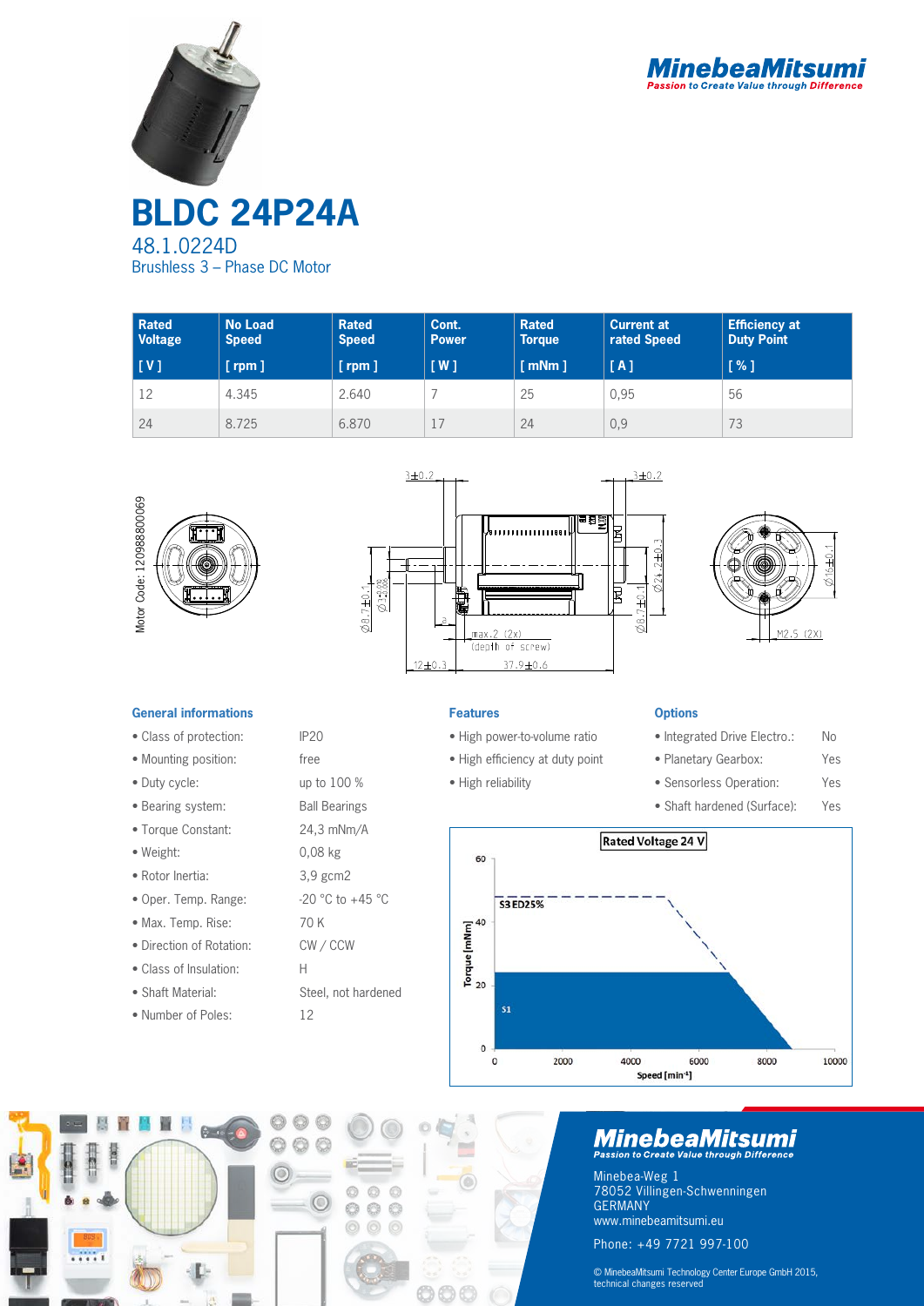MinebeaMitsumi
*Passion to Create Value through Difference*

# BLDC 24P24A

48.1.0224D

Brushless 3 – Phase DC Motor

| Rated Voltage [ V ] | No Load Speed [ rpm ] | Rated Speed [ rpm ] | Cont. Power [ W ] | Rated Torque [ mNm ] | Current at rated Speed [ A ] | Efficiency at Duty Point [ % ] |
|---|---|---|---|---|---|---|
| 12 | 4.345 | 2.640 | 7 | 25 | 0,95 | 56 |
| 24 | 8.725 | 6.870 | 17 | 24 | 0,9 | 73 |

Motor Code: 120988800069

3±0.2
3±0.2
Ø8.7±0.1
Ø3h6
a
max.2 (2x)
(depth of screw)
Ø24.2±0.3
Ø8.7±0.1
12±0.3
37.9±0.6
Ø16±0.1
M2.5 (2X)

## General informations

- Class of protection: IP20
- Mounting position: free
- Duty cycle: up to 100 %
- Bearing system: Ball Bearings
- Torque Constant: 24,3 mNm/A
- Weight: 0,08 kg
- Rotor Inertia: 3,9 gcm2
- Oper. Temp. Range: -20 °C to +45 °C
- Max. Temp. Rise: 70 K
- Direction of Rotation: CW / CCW
- Class of Insulation: H
- Shaft Material: Steel, not hardened
- Number of Poles: 12

## Features

- High power-to-volume ratio
- High efficiency at duty point
- High reliability

## Options

- Integrated Drive Electro.: No
- Planetary Gearbox: Yes
- Sensorless Operation: Yes
- Shaft hardened (Surface): Yes

Rated Voltage 24 V

S3 ED25%

S1

Torque [mNm]

0
20
40
60

0
2000
4000
6000
8000
10000

Speed [min⁻¹]

MinebeaMitsumi
*Passion to Create Value through Difference*

Minebea-Weg 1
78052 Villingen-Schwenningen
GERMANY
www.minebeamitsumi.eu

Phone: +49 7721 997-100

© MinebeaMitsumi Technology Center Europe GmbH 2015, technical changes reserved